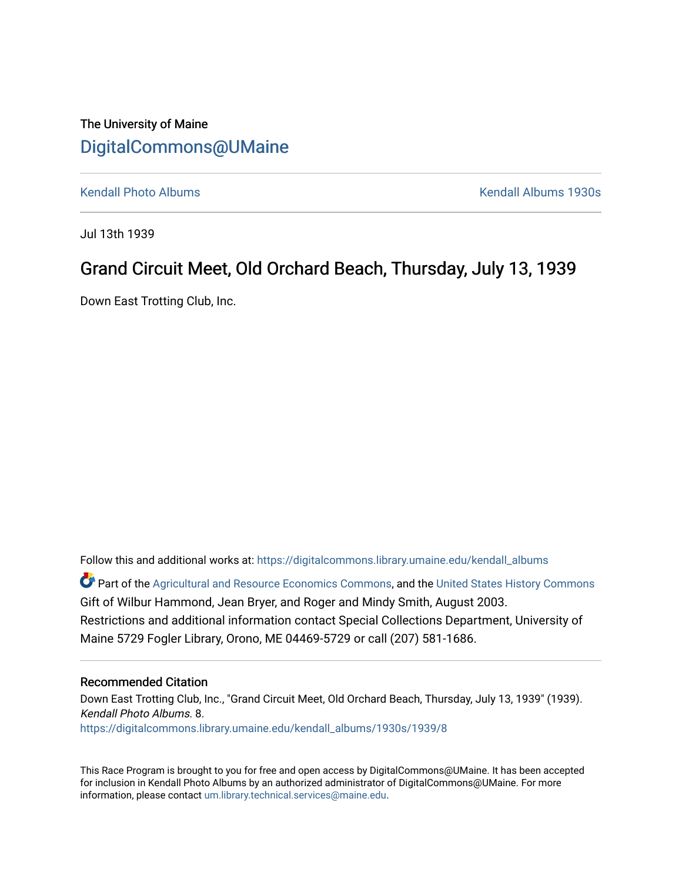The University of Maine

# DigitalCommons@UMaine

Kendall Photo Albums | Kendall Albums 1930s

Jul 13th 1939

## Grand Circuit Meet, Old Orchard Beach, Thursday, July 13, 1939

Down East Trotting Club, Inc.

Follow this and additional works at: https://digitalcommons.library.umaine.edu/kendall_albums

Part of the Agricultural and Resource Economics Commons, and the United States History Commons

Gift of Wilbur Hammond, Jean Bryer, and Roger and Mindy Smith, August 2003.

Restrictions and additional information contact Special Collections Department, University of Maine 5729 Fogler Library, Orono, ME 04469-5729 or call (207) 581-1686.

### Recommended Citation

Down East Trotting Club, Inc., "Grand Circuit Meet, Old Orchard Beach, Thursday, July 13, 1939" (1939). *Kendall Photo Albums.* 8.

https://digitalcommons.library.umaine.edu/kendall_albums/1930s/1939/8

This Race Program is brought to you for free and open access by DigitalCommons@UMaine. It has been accepted for inclusion in Kendall Photo Albums by an authorized administrator of DigitalCommons@UMaine. For more information, please contact um.library.technical.services@maine.edu.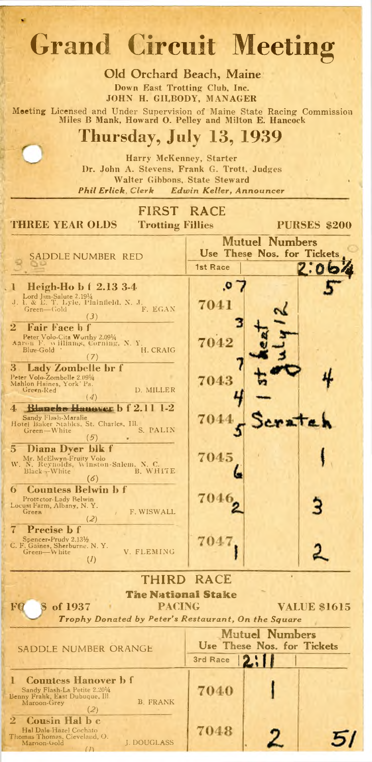# Grand Circuit Meeting

## Old Orchard Beach, Maine

**Down East Trotting Club, Inc.**
**JOHN H. GILBODY, MANAGER**

**Meeting Licensed and Under Supervision of Maine State Racing Commission**
**Miles B Mank, Howard O. Pelley and Milton E. Hancock**

## Thursday, July 13, 1939

Harry McKenney, Starter
Dr. John A. Stevens, Frank G. Trott, Judges
Walter Gibbons, State Steward
*Phil Erlick, Clerk* *Edwin Keller, Announcer*

## FIRST RACE

**THREE YEAR OLDS** **Trotting Fillies** **PURSES $200**

| SADDLE NUMBER RED | Mutuel Numbers Use These Nos. for Tickets 1st Race | | 2:06¼ |
|---|---|---|---|
| **1 Heigh-Ho b f 2.13 3-4** Lord Jim-Salute 2.19¼ J. I. & E. T. Lyle, Plainfield, N. J. Green—Gold F. EGAN (3) | 7041 | 2 | 5 |
| **2 Fair Face b f** Peter Volo-Cita Worthy 2.09¼ Aaron F. Williams, Corning, N. Y. Blue-Gold H. CRAIG (7) | 7042 | | |
| **3 Lady Zombelle br f** Peter Volo-Zombelle 2.09¾ Mahlon Haines, York' Pa. Green-Red D. MILLER (4) | 7043 | | 4 |
| **4 ~~Blanche Hanover~~ b f 2.11 1-2** Sandy Flash-Maralie Hotel Baker Stables, St. Charles, Ill. Green—White S. PALIN (5) | 7044 | Scratch | |
| **5 Diana Dyer blk f** Mr. McElwyn-Fruity Volo W. N. Reynolds, Winston-Salem, N. C. Black—White B. WHITE (6) | 7045 | | 1 |
| **6 Countess Belwin b f** Protector-Lady Belwin Locust Farm, Albany, N. Y. Green F. WISWALL (2) | 7046 | | 3 |
| **7 Precise b f** Spencer-Prudy 2.13½ C. F. Gaines, Sherburne. N. Y. Green—White V. FLEMING (1) | 7047 | | 2 |

## THIRD RACE

**The National Stake**

**FOALS of 1937** **PACING** **VALUE $1615**

*Trophy Donated by Peter's Restaurant, On the Square*

| SADDLE NUMBER ORANGE | Mutuel Numbers Use These Nos. for Tickets 3rd Race | 2:11 | |
|---|---|---|---|
| **1 Countess Hanover b f** Sandy Flash-La Petite 2.20¼ Benny Frank, East Dubuque, Ill. Maroon-Grey B. FRANK (2) | 7040 | 1 | |
| **2 Cousin Hal b c** Hal Dale-Hazel Cochato Thomas Thomas, Cleveland, O. Maroon-Gold J. DOUGLASS (1) | 7048 | 2 | 5! |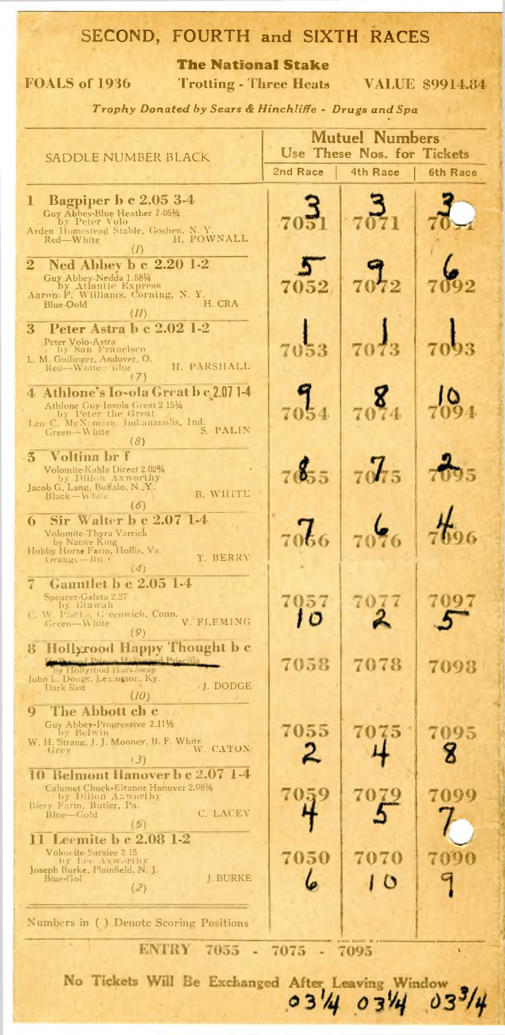# SECOND, FOURTH and SIXTH RACES

## The National Stake

**FOALS of 1936** — **Trotting - Three Heats** — **VALUE $9914.84**

*Trophy Donated by Sears & Hinchliffe - Drugs and Spa*

| SADDLE NUMBER BLACK | Mutuel Numbers — Use These Nos. for Tickets — 2nd Race | 4th Race | 6th Race |
|---|---|---|---|
| **1 Bagpiper b c 2.05 3-4** Guy Abbey-Blue Heather 2.05¼ by Peter Volo. Arden Homestead Stable, Goshen, N. Y. Red—White. H. POWNALL (1) | 7051 — 3 | 7071 — 3 | 7091 — 3 |
| **2 Ned Abbey b c 2.20 1-2** Guy Abbey-Neddu 1.58¼ by Atlantic Express. Aaron F. Williams, Corning, N. Y. Blue-Gold. H. CRA (11) | 7052 — 5 | 7072 — 9 | 7092 — 6 |
| **3 Peter Astra b c 2.02 1-2** Peter Volo-Astra by San Francisco. L. M. Guilinger, Andover, O. Red—White—Blue. H. PARSHALL (7) | 7053 — 1 | 7073 — 1 | 7093 — 1 |
| **4 Athlone's Io-ola Great b c 2.07 1-4** Athlone Guy-Iosola Great 2.15¼ by Peter the Great. Leo C. McNamara, Indianapolis, Ind. Green—White. S. PALIN (8) | 7054 — 9 | 7074 — 8 | 7094 — 10 |
| **5 Voltina br f** Volomite-Kahla Direct 2.02¾ by Dillon Axworthy. Jacob G. Lang, Buffalo, N. Y. Black—White. B. WHITE (6) | 7055 — 8 | 7075 — 7 | 7095 — 2 |
| **6 Sir Walter b c 2.07 1-4** Volomite-Thyra Varrick by Native King. Hobby Horse Farm, Hollis, Va. Orange—Bl. T. BERRY (4) | 7056 — 7 | 7076 — 6 | 7096 — 4 |
| **7 Gauntlet b c 2.05 1-4** Spencer-Galeta 2.27 by Etawah. C. W. Phelps, Greenwich, Conn. Green—White. V. FLEMING (9) | 7057 — 10 | 7077 — 2 | 7097 — 5 |
| **8 Hollyrood Happy Thought b c** by Hollyrood Harkaway. John L. Dodge, Lexington, Ky. Dark Red. J. DODGE (10) | 7058 | 7078 | 7098 |
| **9 The Abbott ch c** Guy Abbey-Progressive 2.11½ by Belwin. W. H. Strang, J. J. Mooney, B. F. White. Grey. W. CATON (3) | 7055 — 2 | 7075 — 4 | 7095 — 8 |
| **10 Belmont Hanover b c 2.07 1-4** Calumet Chuck-Eleanor Hanover 2.08¼ by Dillon Axworthy. Biery Farm, Butler, Pa. Blue—Gold. C. LACEY (5) | 7059 — 4 | 7079 — 5 | 7099 — 7 |
| **11 Leemite b c 2.08 1-2** Volomite-Saralee 2.15 by Lee Axworthy. Joseph Burke, Plainfield, N. J. Blue-Gold. J. BURKE (2) | 7050 — 6 | 7070 — 10 | 7090 — 9 |

Numbers in ( ) Denote Scoring Positions

**ENTRY 7055 - 7075 - 7095**

**No Tickets Will Be Exchanged After Leaving Window**

03¼ 03¼ 03¾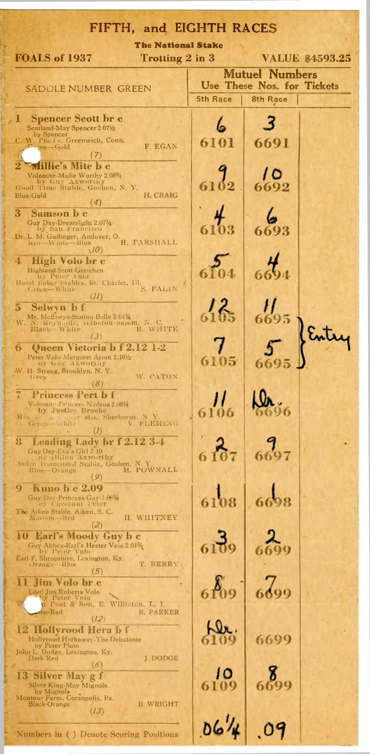# FIFTH, and EIGHTH RACES

## The National Stake

**FOALS of 1937** | **Trotting 2 in 3** | **VALUE $4593.25**

| SADDLE NUMBER GREEN | Mutuel Numbers Use These Nos. for Tickets 5th Race | 8th Race | |
|---|---|---|---|
| **1 Spencer Scott br c** Scotland-May Spencer 2.07½ by Spencer. C. W. Phelps, Greenwich, Conn. Green—Gold. F. EGAN (7) | 6 — 6101 | 3 — 6691 | |
| **2 Millie's Mite b c** Volomite-Millie Worthy 2.08¾ by Guy Axworthy. Good Time Stable, Goshen, N. Y. Blue-Gold. H. CRAIG (4) | 9 — 6102 | 10 — 6692 | |
| **3 Samson b c** Guy Day-Dreamlight 2.07¼ by San Francisco. Dr. L. M. Guilinger, Andover, O. Red—White—Blue. H. PARSHALL (10) | 4 — 6103 | 6 — 6693 | |
| **4 High Volo br c** Highland Scott-Gretchen by Peter Volo. Hotel Baker Stables, St. Charles, Ill. Green—White. S. PALIN (11) | 5 — 6104 | 4 — 6694 | |
| **5 Selwyn b f** Mr. McElwyn-Station Belle 2.04¾. W. N. Reynolds, Winston-Salem, N. C. Black—White. B. WHITE (3) | 12 — 6105 | 11 — 6695 | Entry |
| **6 Queen Victoria b f 2.12 1-2** Peter Volo-Margaret Arion 2.10½ by Guy Axworthy. W. H. Strang, Brooklyn, N. Y. Grey. W. CATON (8) | 7 — 6105 | 5 — 6695 | Entry |
| **7 Princess Pert b f** Volomite-Princess Nadena 2.08¼ by Justice Brooke. Mrs. ... Max, Sherburne, N. Y. Green—White. V. FLEMING (1) | 11 — 6106 | Dr. — 6696 | |
| **8 Leading Lady br f 2.12 3-4** Guy Day-Eva's Girl 2.10 by Dillon Axworthy. Arden Homestead Stable, Goshen, N. Y. Blue—Orange. H. POWNALL (9) | 2 — 6107 | 9 — 6697 | |
| **9 Kuno b c 2.09** Guy Day-Princess Gay 2.08¾ by Chestnut Peter. The Aiken Stable, Aiken, S. C. Maroon—Red. H. WHITNEY (2) | 1 — 6108 | 1 — 6698 | |
| **10 Earl's Moody Guy b c** Guy Abbey-Earl's Hester Volo 2.04¾ by Peter Volo. Earl F. Shropshire, Lexington, Ky. Orange—Blue. T. BERRY (5) | 3 — 6109 | 2 — 6699 | |
| **11 Jim Volo br c** Lord Jim-Roberta Volo by Peter Volo. W... n Post & Son, E. Williston, L. I. Green-Red. R. PARKER (12) | 8 — 6109 | 7 — 6699 | |
| **12 Hollyrood Hera b f** Hollyrood Harkaway-The Debutante by Peter Pluto. John L. Dodge, Lexington, Ky. Dark Red. J. DODGE (6) | Dr. — 6109 | 6699 | |
| **13 Silver May g f** Silver King-May Mignola by Mignola. Montour Farm, Coraopolis, Pa. Black-Orange. B. WRIGHT (13) | 10 — 6109 | 8 — 6699 | |
| | .06¼ | .09 | |

Numbers in ( ) Denote Scoring Positions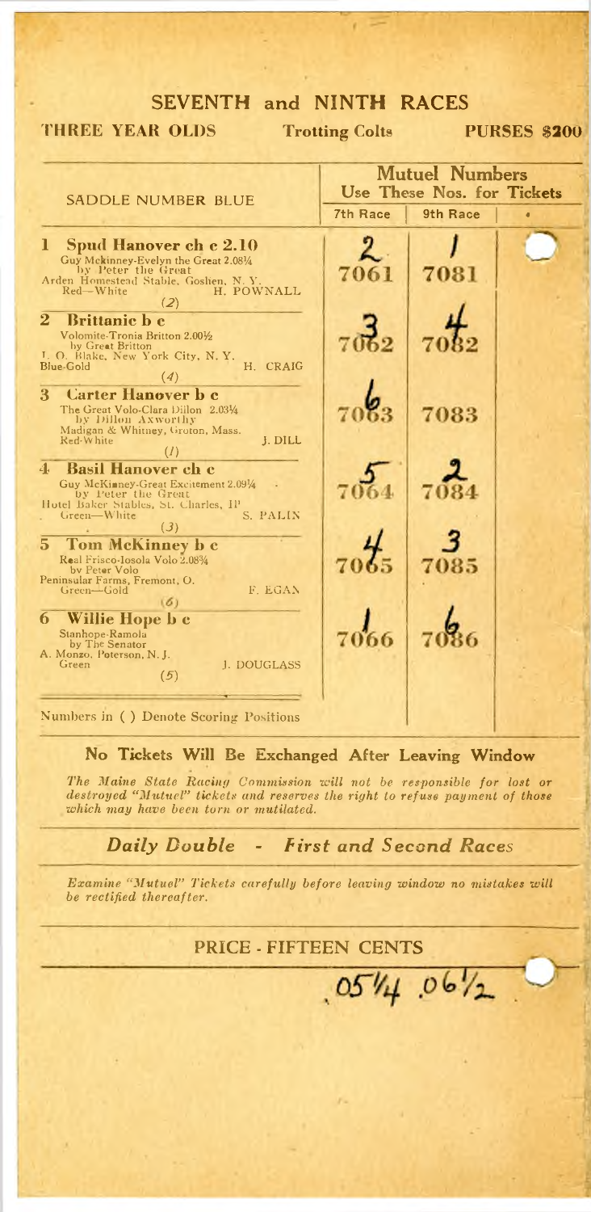# SEVENTH and NINTH RACES

**THREE YEAR OLDS** | **Trotting Colts** | **PURSES $200**

| SADDLE NUMBER BLUE | Mutuel Numbers Use These Nos. for Tickets | | |
|---|---|---|---|
| | 7th Race | 9th Race | |
| **1 Spud Hanover ch c 2.10** Guy Mckinney-Evelyn the Great 2.08¼ by Peter the Great Arden Homestead Stable, Goshen, N. Y. Red—White H. POWNALL (2) | 2 7061 | 1 7081 | |
| **2 Brittanic b c** Volomite-Tronia Britton 2.00½ by Great Britton T. O. Blake, New York City, N. Y. Blue-Gold H. CRAIG (4) | 3 7062 | 4 7082 | |
| **3 Carter Hanover b c** The Great Volo-Clara Dillon 2.03¼ by Dillon Axworthy Madigan & Whitney, Groton, Mass. Red-White J. DILL (1) | 6 7063 | 7083 | |
| **4 Basil Hanover ch c** Guy McKinney-Great Excitement 2.09¼ by Peter the Great Hotel Baker Stables, St. Charles, Ill Green—White S. PALIN (3) | 5 7064 | 2 7084 | |
| **5 Tom McKinney b c** Real Frisco-Iosola Volo 2.08¾ by Peter Volo Peninsular Farms, Fremont, O. Green—Gold F. EGAN (6) | 4 7065 | 3 7085 | |
| **6 Willie Hope b c** Stanhope-Ramola by The Senator A. Monzo, Paterson, N. J. Green J. DOUGLASS (5) | 1 7066 | 6 7086 | |

Numbers in ( ) Denote Scoring Positions

**No Tickets Will Be Exchanged After Leaving Window**

*The Maine State Racing Commission will not be responsible for lost or destroyed "Mutuel" tickets and reserves the right to refuse payment of those which may have been torn or mutilated.*

***Daily Double - First and Second Races***

*Examine "Mutuel" Tickets carefully before leaving window no mistakes will be rectified thereafter.*

**PRICE - FIFTEEN CENTS**

.05¼ .06½